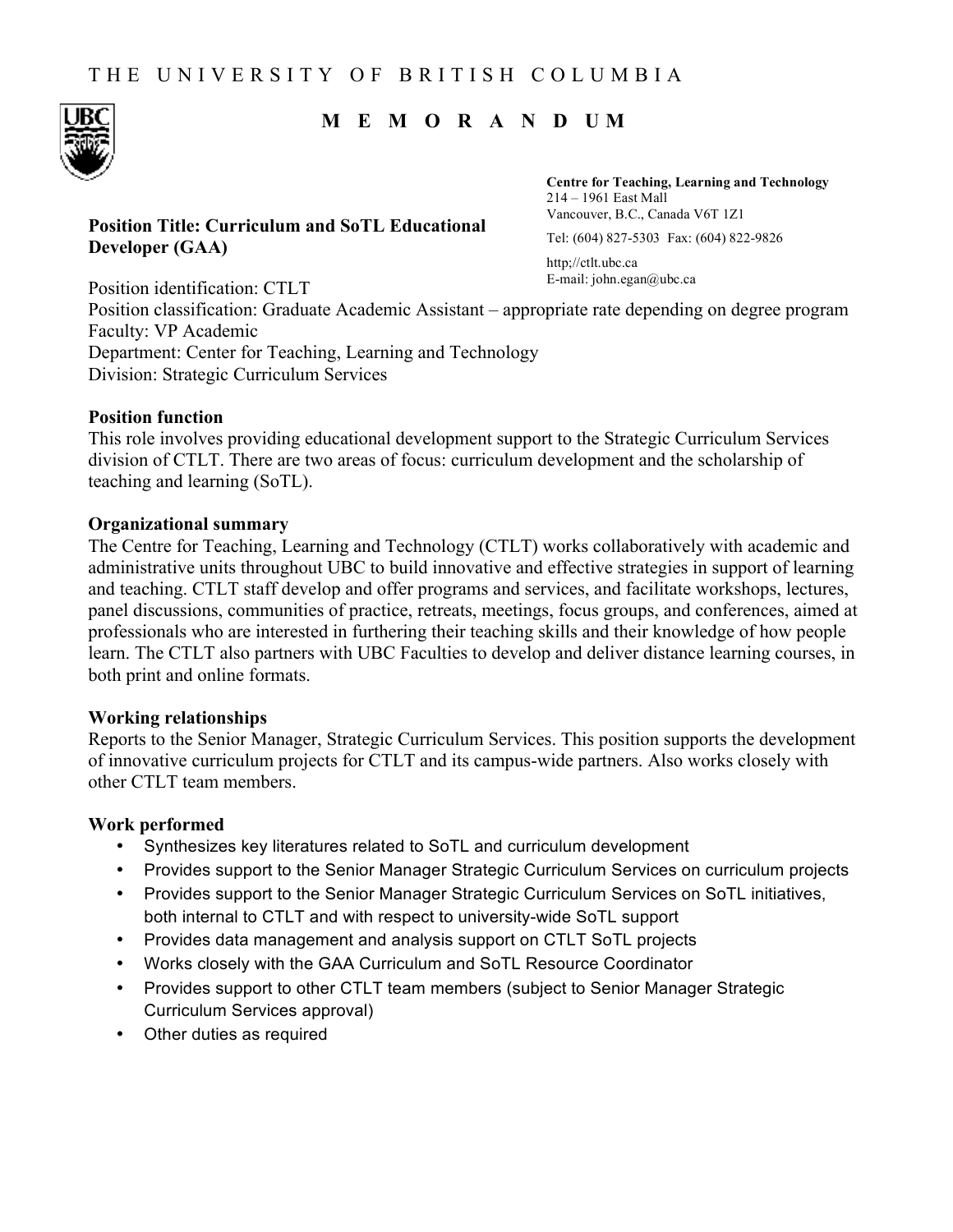THE UNIVERSITY OF BRITISH COLUMBIA

# MEMORANDUM

**Centre for Teaching, Learning and Technology**
214 – 1961 East Mall
Vancouver, B.C., Canada V6T 1Z1
Tel: (604) 827-5303 Fax: (604) 822-9826
http;//ctlt.ubc.ca
E-mail: john.egan@ubc.ca

**Position Title: Curriculum and SoTL Educational Developer (GAA)**

Position identification: CTLT
Position classification: Graduate Academic Assistant – appropriate rate depending on degree program
Faculty: VP Academic
Department: Center for Teaching, Learning and Technology
Division: Strategic Curriculum Services

**Position function**
This role involves providing educational development support to the Strategic Curriculum Services division of CTLT. There are two areas of focus: curriculum development and the scholarship of teaching and learning (SoTL).

**Organizational summary**
The Centre for Teaching, Learning and Technology (CTLT) works collaboratively with academic and administrative units throughout UBC to build innovative and effective strategies in support of learning and teaching. CTLT staff develop and offer programs and services, and facilitate workshops, lectures, panel discussions, communities of practice, retreats, meetings, focus groups, and conferences, aimed at professionals who are interested in furthering their teaching skills and their knowledge of how people learn. The CTLT also partners with UBC Faculties to develop and deliver distance learning courses, in both print and online formats.

**Working relationships**
Reports to the Senior Manager, Strategic Curriculum Services. This position supports the development of innovative curriculum projects for CTLT and its campus-wide partners. Also works closely with other CTLT team members.

**Work performed**

- Synthesizes key literatures related to SoTL and curriculum development
- Provides support to the Senior Manager Strategic Curriculum Services on curriculum projects
- Provides support to the Senior Manager Strategic Curriculum Services on SoTL initiatives, both internal to CTLT and with respect to university-wide SoTL support
- Provides data management and analysis support on CTLT SoTL projects
- Works closely with the GAA Curriculum and SoTL Resource Coordinator
- Provides support to other CTLT team members (subject to Senior Manager Strategic Curriculum Services approval)
- Other duties as required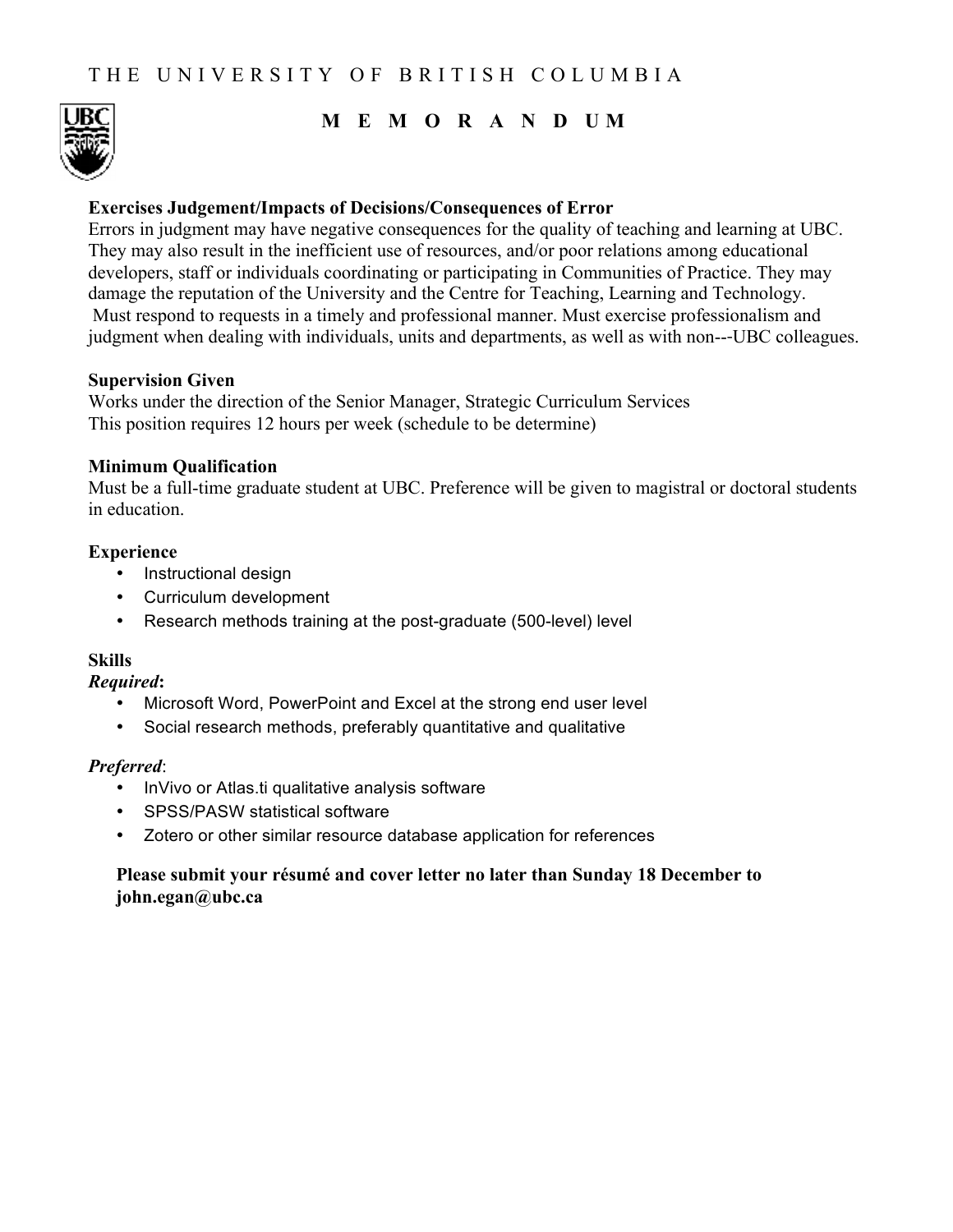THE UNIVERSITY OF BRITISH COLUMBIA

# MEMORANDUM

**Exercises Judgement/Impacts of Decisions/Consequences of Error**
Errors in judgment may have negative consequences for the quality of teaching and learning at UBC. They may also result in the inefficient use of resources, and/or poor relations among educational developers, staff or individuals coordinating or participating in Communities of Practice. They may damage the reputation of the University and the Centre for Teaching, Learning and Technology. Must respond to requests in a timely and professional manner. Must exercise professionalism and judgment when dealing with individuals, units and departments, as well as with non---UBC colleagues.

**Supervision Given**
Works under the direction of the Senior Manager, Strategic Curriculum Services
This position requires 12 hours per week (schedule to be determine)

**Minimum Qualification**
Must be a full-time graduate student at UBC. Preference will be given to magistral or doctoral students in education.

**Experience**

- Instructional design
- Curriculum development
- Research methods training at the post-graduate (500-level) level

**Skills**
***Required*:**

- Microsoft Word, PowerPoint and Excel at the strong end user level
- Social research methods, preferably quantitative and qualitative

***Preferred***:

- InVivo or Atlas.ti qualitative analysis software
- SPSS/PASW statistical software
- Zotero or other similar resource database application for references

**Please submit your résumé and cover letter no later than Sunday 18 December to john.egan@ubc.ca**